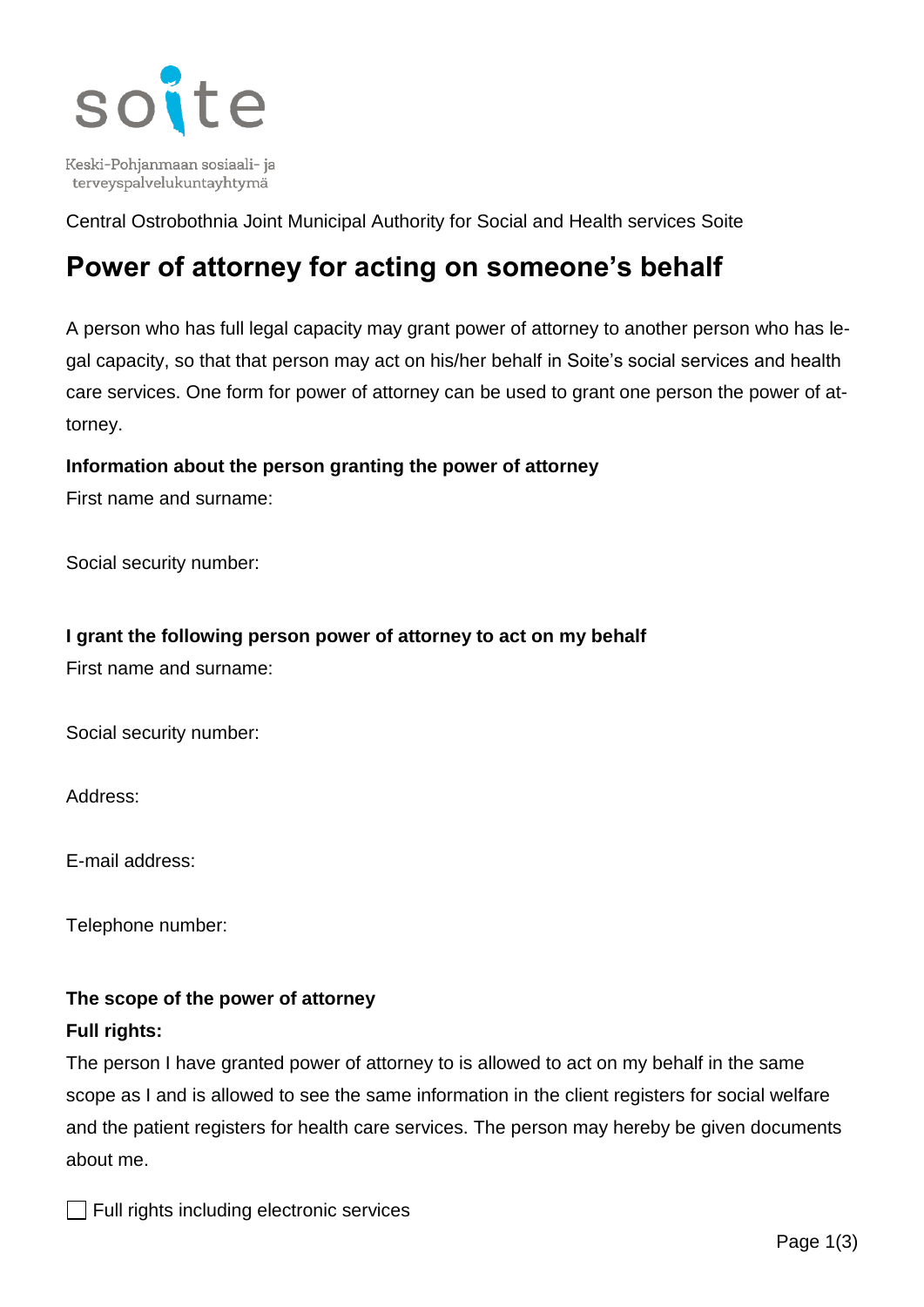soite

Keski-Pohjanmaan sosiaali- ja terveyspalvelukuntayhtymä

Central Ostrobothnia Joint Municipal Authority for Social and Health services Soite

# Power of attorney for acting on someone's behalf

A person who has full legal capacity may grant power of attorney to another person who has legal capacity, so that that person may act on his/her behalf in Soite's social services and health care services. One form for power of attorney can be used to grant one person the power of attorney.

**Information about the person granting the power of attorney**

First name and surname:

Social security number:

**I grant the following person power of attorney to act on my behalf**

First name and surname:

Social security number:

Address:

E-mail address:

Telephone number:

**The scope of the power of attorney**

**Full rights:**

The person I have granted power of attorney to is allowed to act on my behalf in the same scope as I and is allowed to see the same information in the client registers for social welfare and the patient registers for health care services. The person may hereby be given documents about me.

☐ Full rights including electronic services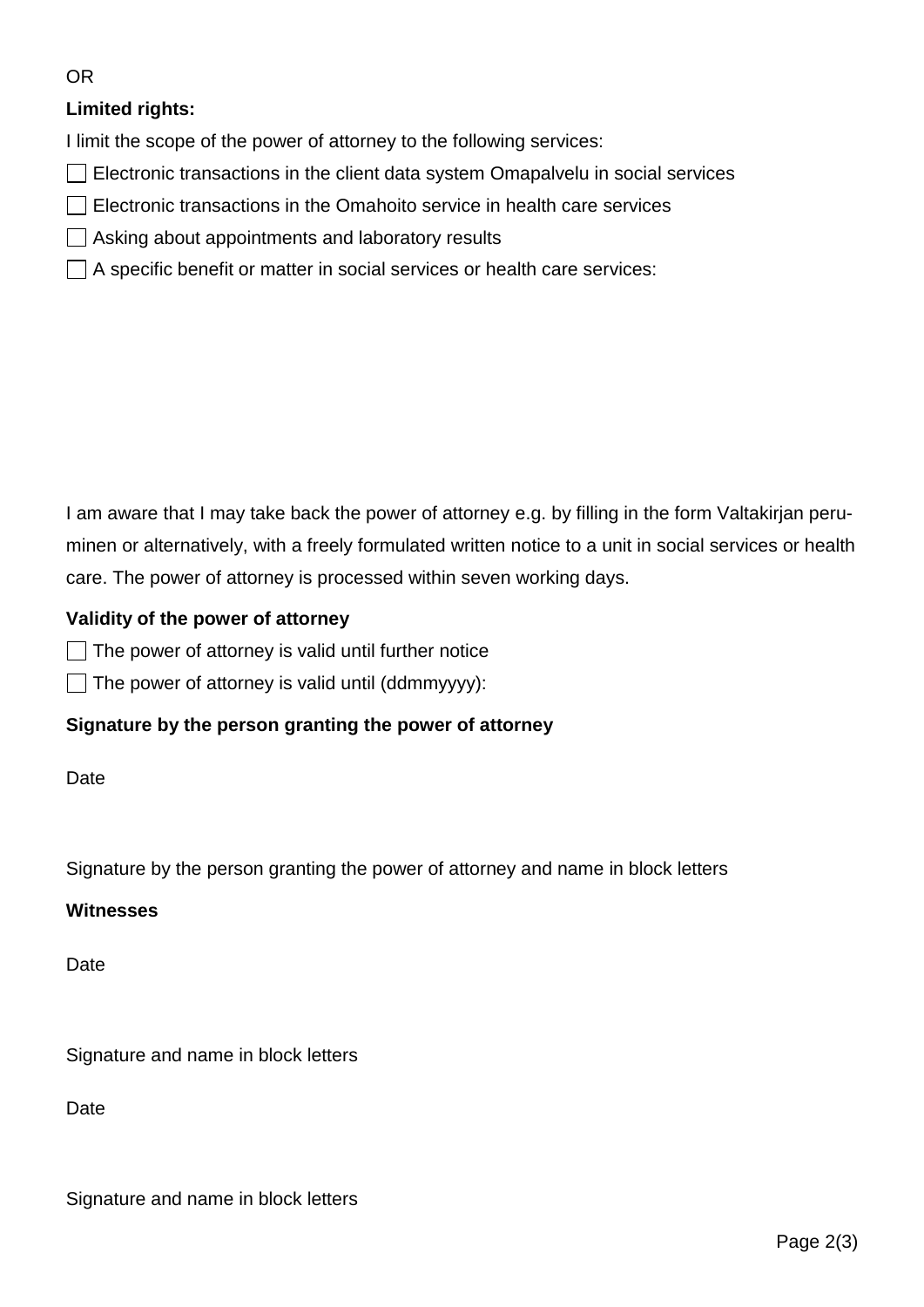OR

**Limited rights:**

I limit the scope of the power of attorney to the following services:

- ☐ Electronic transactions in the client data system Omapalvelu in social services
- ☐ Electronic transactions in the Omahoito service in health care services
- ☐ Asking about appointments and laboratory results
- ☐ A specific benefit or matter in social services or health care services:

I am aware that I may take back the power of attorney e.g. by filling in the form Valtakirjan peruminen or alternatively, with a freely formulated written notice to a unit in social services or health care. The power of attorney is processed within seven working days.

**Validity of the power of attorney**

- ☐ The power of attorney is valid until further notice
- ☐ The power of attorney is valid until (ddmmyyyy):

**Signature by the person granting the power of attorney**

Date

Signature by the person granting the power of attorney and name in block letters

**Witnesses**

Date

Signature and name in block letters

Date

Signature and name in block letters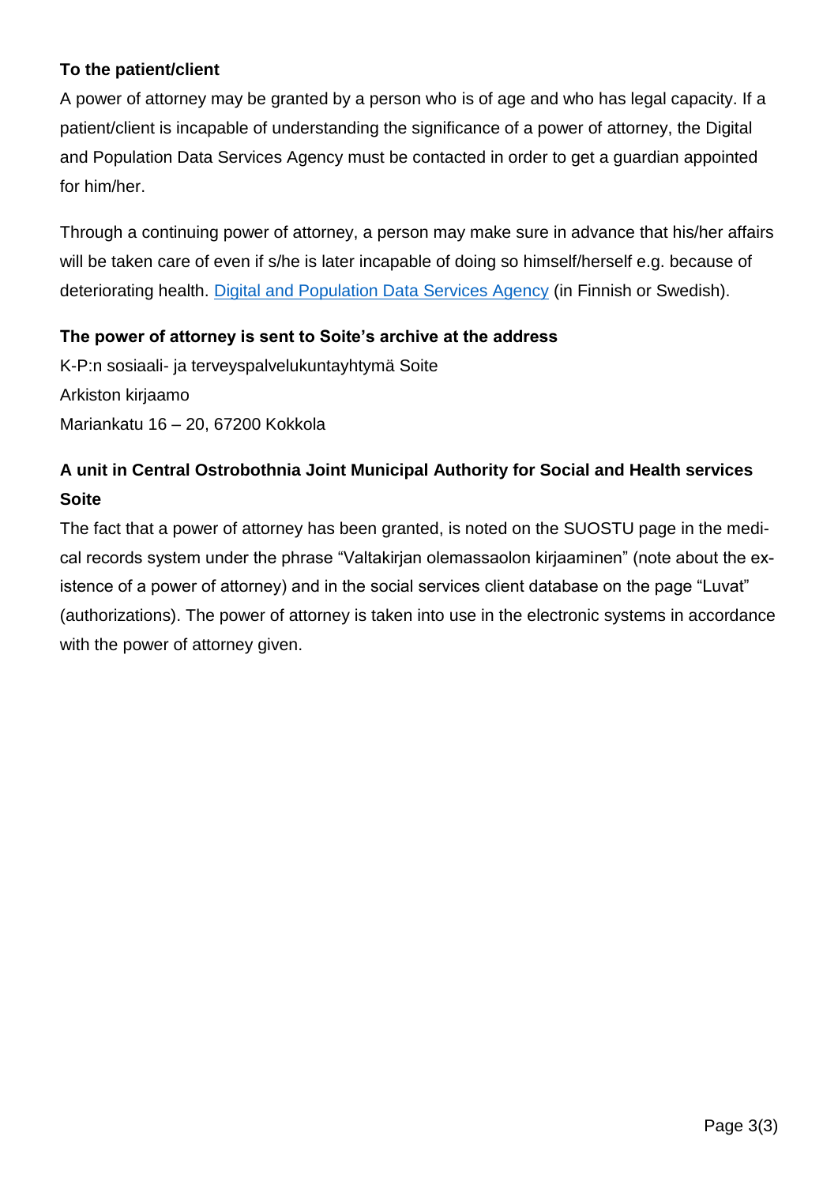**To the patient/client**

A power of attorney may be granted by a person who is of age and who has legal capacity. If a patient/client is incapable of understanding the significance of a power of attorney, the Digital and Population Data Services Agency must be contacted in order to get a guardian appointed for him/her.

Through a continuing power of attorney, a person may make sure in advance that his/her affairs will be taken care of even if s/he is later incapable of doing so himself/herself e.g. because of deteriorating health. Digital and Population Data Services Agency (in Finnish or Swedish).

**The power of attorney is sent to Soite's archive at the address**

K-P:n sosiaali- ja terveyspalvelukuntayhtymä Soite
Arkiston kirjaamo
Mariankatu 16 – 20, 67200 Kokkola

**A unit in Central Ostrobothnia Joint Municipal Authority for Social and Health services Soite**

The fact that a power of attorney has been granted, is noted on the SUOSTU page in the medical records system under the phrase "Valtakirjan olemassaolon kirjaaminen" (note about the existence of a power of attorney) and in the social services client database on the page "Luvat" (authorizations). The power of attorney is taken into use in the electronic systems in accordance with the power of attorney given.